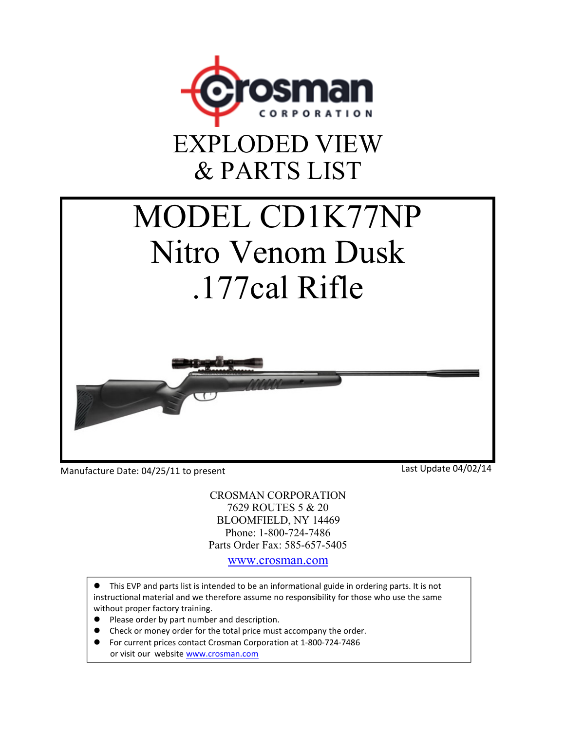# Crosman CORPORATION

# EXPLODED VIEW & PARTS LIST

# MODEL CD1K77NP Nitro Venom Dusk .177cal Rifle

Manufacture Date: 04/25/11 to present

Last Update 04/02/14

CROSMAN CORPORATION
7629 ROUTES 5 & 20
BLOOMFIELD, NY 14469
Phone: 1-800-724-7486
Parts Order Fax: 585-657-5405

www.crosman.com

- This EVP and parts list is intended to be an informational guide in ordering parts. It is not instructional material and we therefore assume no responsibility for those who use the same without proper factory training.
- Please order by part number and description.
- Check or money order for the total price must accompany the order.
- For current prices contact Crosman Corporation at 1-800-724-7486 or visit our website www.crosman.com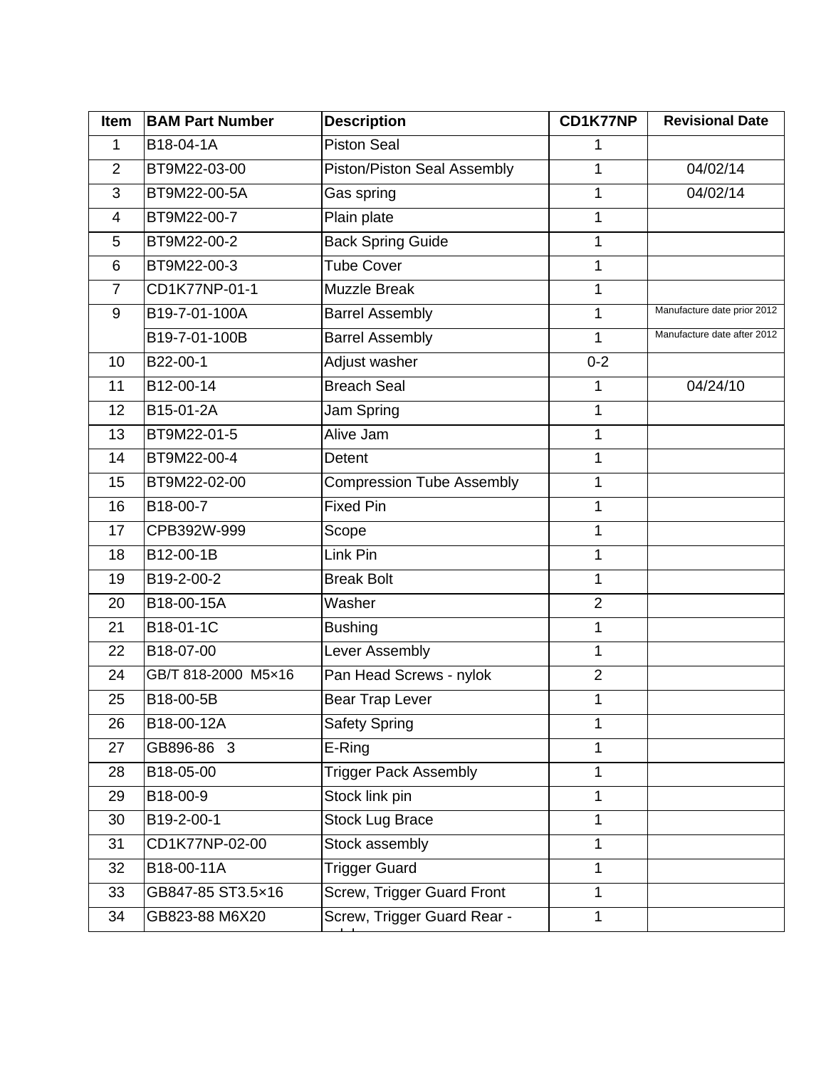| Item | BAM Part Number | Description | CD1K77NP | Revisional Date |
|---|---|---|---|---|
| 1 | B18-04-1A | Piston Seal | 1 | |
| 2 | BT9M22-03-00 | Piston/Piston Seal Assembly | 1 | 04/02/14 |
| 3 | BT9M22-00-5A | Gas spring | 1 | 04/02/14 |
| 4 | BT9M22-00-7 | Plain plate | 1 | |
| 5 | BT9M22-00-2 | Back Spring Guide | 1 | |
| 6 | BT9M22-00-3 | Tube Cover | 1 | |
| 7 | CD1K77NP-01-1 | Muzzle Break | 1 | |
| 9 | B19-7-01-100A | Barrel Assembly | 1 | Manufacture date prior 2012 |
| | B19-7-01-100B | Barrel Assembly | 1 | Manufacture date after 2012 |
| 10 | B22-00-1 | Adjust washer | 0-2 | |
| 11 | B12-00-14 | Breach Seal | 1 | 04/24/10 |
| 12 | B15-01-2A | Jam Spring | 1 | |
| 13 | BT9M22-01-5 | Alive Jam | 1 | |
| 14 | BT9M22-00-4 | Detent | 1 | |
| 15 | BT9M22-02-00 | Compression Tube Assembly | 1 | |
| 16 | B18-00-7 | Fixed Pin | 1 | |
| 17 | CPB392W-999 | Scope | 1 | |
| 18 | B12-00-1B | Link Pin | 1 | |
| 19 | B19-2-00-2 | Break Bolt | 1 | |
| 20 | B18-00-15A | Washer | 2 | |
| 21 | B18-01-1C | Bushing | 1 | |
| 22 | B18-07-00 | Lever Assembly | 1 | |
| 24 | GB/T 818-2000 M5×16 | Pan Head Screws - nylok | 2 | |
| 25 | B18-00-5B | Bear Trap Lever | 1 | |
| 26 | B18-00-12A | Safety Spring | 1 | |
| 27 | GB896-86 3 | E-Ring | 1 | |
| 28 | B18-05-00 | Trigger Pack Assembly | 1 | |
| 29 | B18-00-9 | Stock link pin | 1 | |
| 30 | B19-2-00-1 | Stock Lug Brace | 1 | |
| 31 | CD1K77NP-02-00 | Stock assembly | 1 | |
| 32 | B18-00-11A | Trigger Guard | 1 | |
| 33 | GB847-85 ST3.5×16 | Screw, Trigger Guard Front | 1 | |
| 34 | GB823-88 M6X20 | Screw, Trigger Guard Rear - | 1 | |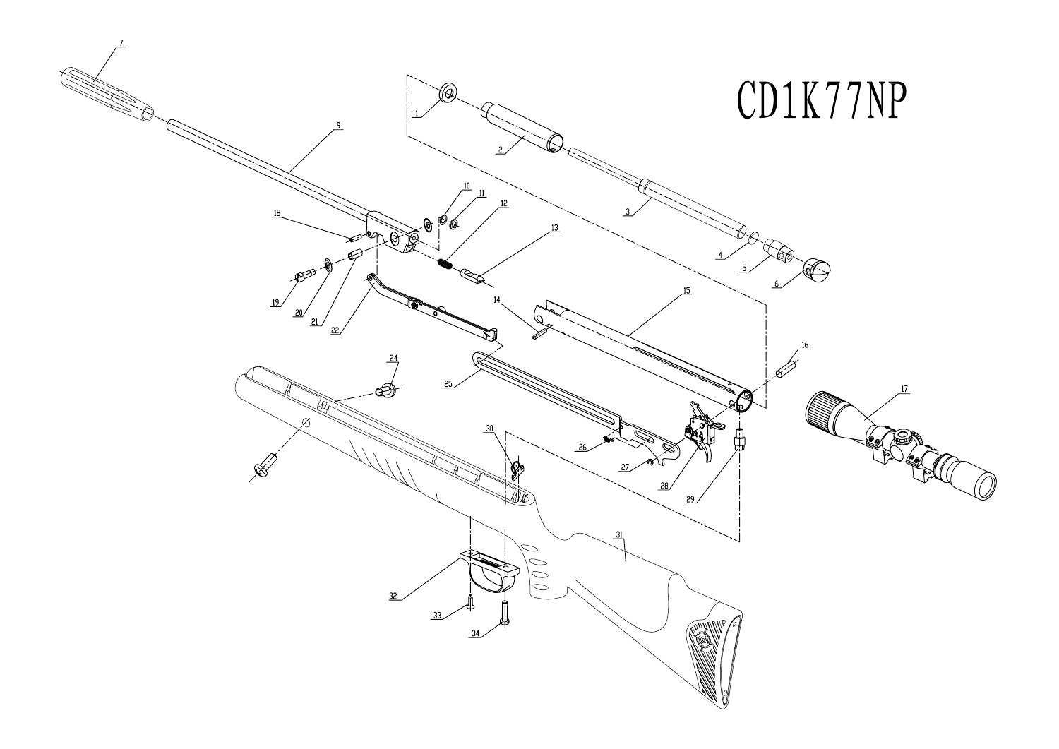# CD1K77NP